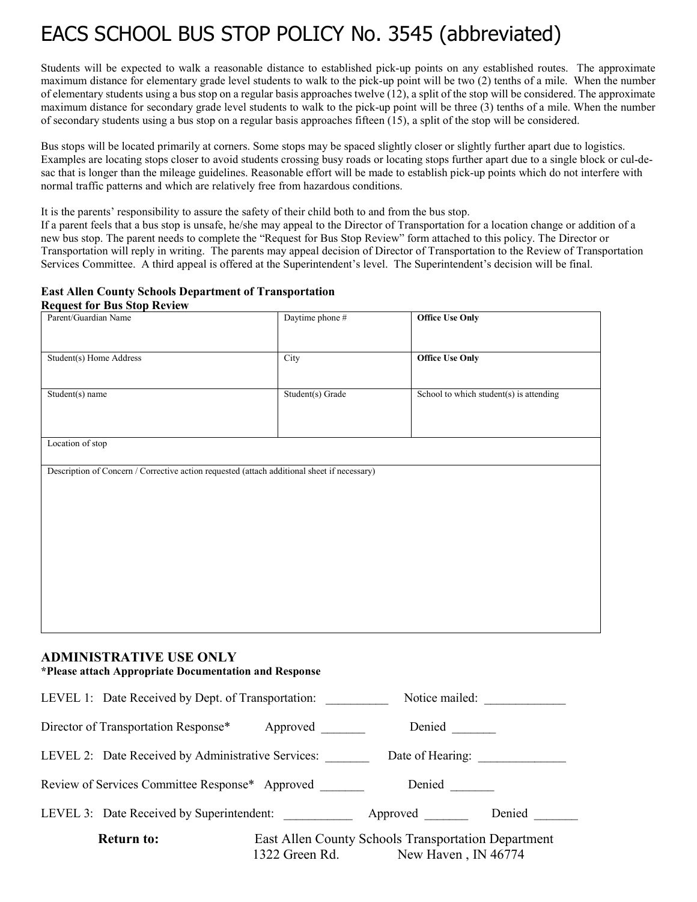# EACS SCHOOL BUS STOP POLICY No. 3545 (abbreviated)

Students will be expected to walk a reasonable distance to established pick-up points on any established routes. The approximate maximum distance for elementary grade level students to walk to the pick-up point will be two (2) tenths of a mile. When the number of elementary students using a bus stop on a regular basis approaches twelve (12), a split of the stop will be considered. The approximate maximum distance for secondary grade level students to walk to the pick-up point will be three (3) tenths of a mile. When the number of secondary students using a bus stop on a regular basis approaches fifteen (15), a split of the stop will be considered.

Bus stops will be located primarily at corners. Some stops may be spaced slightly closer or slightly further apart due to logistics. Examples are locating stops closer to avoid students crossing busy roads or locating stops further apart due to a single block or cul-de-sac that is longer than the mileage guidelines. Reasonable effort will be made to establish pick-up points which do not interfere with normal traffic patterns and which are relatively free from hazardous conditions.

It is the parents' responsibility to assure the safety of their child both to and from the bus stop.
If a parent feels that a bus stop is unsafe, he/she may appeal to the Director of Transportation for a location change or addition of a new bus stop. The parent needs to complete the "Request for Bus Stop Review" form attached to this policy. The Director or Transportation will reply in writing. The parents may appeal decision of Director of Transportation to the Review of Transportation Services Committee. A third appeal is offered at the Superintendent's level. The Superintendent's decision will be final.

**East Allen County Schools Department of Transportation**
**Request for Bus Stop Review**

| Parent/Guardian Name | Daytime phone # | **Office Use Only** |
|---|---|---|
| Student(s) Home Address | City | **Office Use Only** |
| Student(s) name | Student(s) Grade | School to which student(s) is attending |
| Location of stop | | |
| Description of Concern / Corrective action requested (attach additional sheet if necessary) | | |

## ADMINISTRATIVE USE ONLY

**\*Please attach Appropriate Documentation and Response**

LEVEL 1: Date Received by Dept. of Transportation: __________ Notice mailed: _____________

Director of Transportation Response* Approved _______ Denied _______

LEVEL 2: Date Received by Administrative Services: _______ Date of Hearing: ______________

Review of Services Committee Response* Approved _______ Denied _______

LEVEL 3: Date Received by Superintendent: ___________ Approved _______ Denied _______

**Return to:** East Allen County Schools Transportation Department
1322 Green Rd. New Haven , IN 46774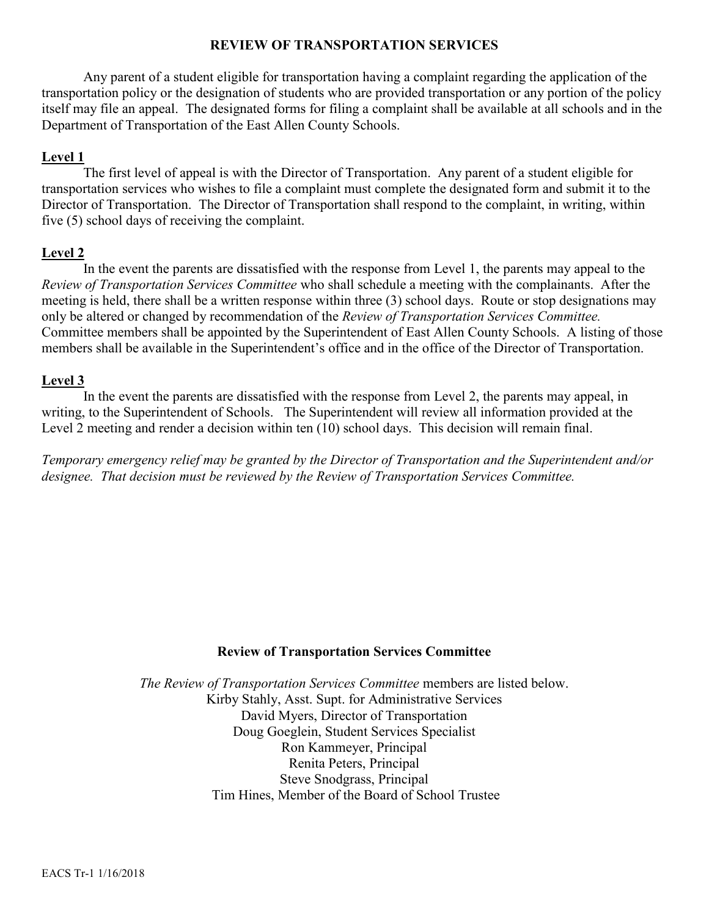# REVIEW OF TRANSPORTATION SERVICES

Any parent of a student eligible for transportation having a complaint regarding the application of the transportation policy or the designation of students who are provided transportation or any portion of the policy itself may file an appeal. The designated forms for filing a complaint shall be available at all schools and in the Department of Transportation of the East Allen County Schools.

## Level 1

The first level of appeal is with the Director of Transportation. Any parent of a student eligible for transportation services who wishes to file a complaint must complete the designated form and submit it to the Director of Transportation. The Director of Transportation shall respond to the complaint, in writing, within five (5) school days of receiving the complaint.

## Level 2

In the event the parents are dissatisfied with the response from Level 1, the parents may appeal to the *Review of Transportation Services Committee* who shall schedule a meeting with the complainants. After the meeting is held, there shall be a written response within three (3) school days. Route or stop designations may only be altered or changed by recommendation of the *Review of Transportation Services Committee.* Committee members shall be appointed by the Superintendent of East Allen County Schools. A listing of those members shall be available in the Superintendent's office and in the office of the Director of Transportation.

## Level 3

In the event the parents are dissatisfied with the response from Level 2, the parents may appeal, in writing, to the Superintendent of Schools. The Superintendent will review all information provided at the Level 2 meeting and render a decision within ten (10) school days. This decision will remain final.

*Temporary emergency relief may be granted by the Director of Transportation and the Superintendent and/or designee. That decision must be reviewed by the Review of Transportation Services Committee.*

## Review of Transportation Services Committee

*The Review of Transportation Services Committee* members are listed below.

Kirby Stahly, Asst. Supt. for Administrative Services
David Myers, Director of Transportation
Doug Goeglein, Student Services Specialist
Ron Kammeyer, Principal
Renita Peters, Principal
Steve Snodgrass, Principal
Tim Hines, Member of the Board of School Trustee

EACS Tr-1 1/16/2018